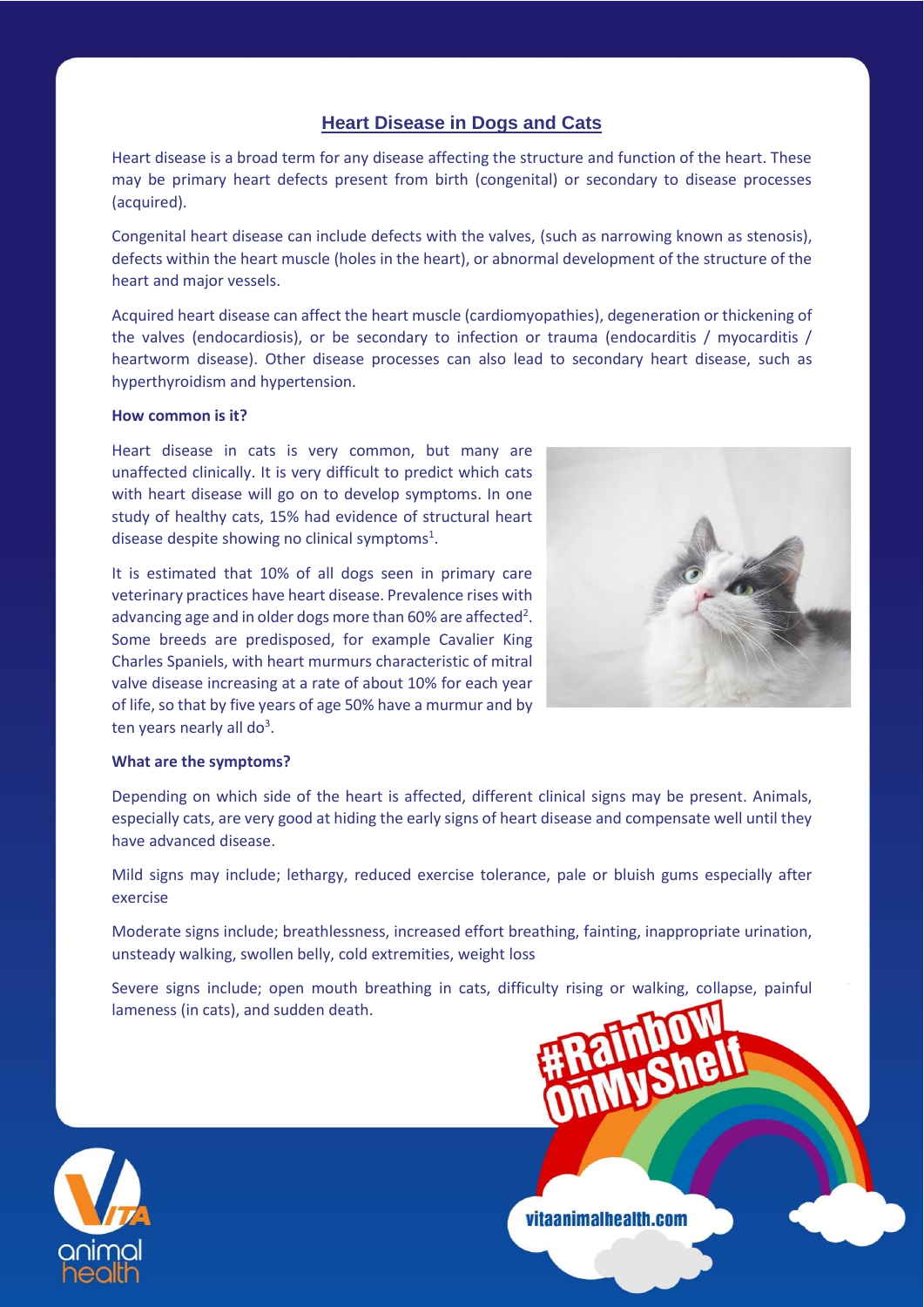# Heart Disease in Dogs and Cats

Heart disease is a broad term for any disease affecting the structure and function of the heart. These may be primary heart defects present from birth (congenital) or secondary to disease processes (acquired).

Congenital heart disease can include defects with the valves, (such as narrowing known as stenosis), defects within the heart muscle (holes in the heart), or abnormal development of the structure of the heart and major vessels.

Acquired heart disease can affect the heart muscle (cardiomyopathies), degeneration or thickening of the valves (endocardiosis), or be secondary to infection or trauma (endocarditis / myocarditis / heartworm disease). Other disease processes can also lead to secondary heart disease, such as hyperthyroidism and hypertension.

**How common is it?**

Heart disease in cats is very common, but many are unaffected clinically. It is very difficult to predict which cats with heart disease will go on to develop symptoms. In one study of healthy cats, 15% had evidence of structural heart disease despite showing no clinical symptoms[1].

It is estimated that 10% of all dogs seen in primary care veterinary practices have heart disease. Prevalence rises with advancing age and in older dogs more than 60% are affected[2]. Some breeds are predisposed, for example Cavalier King Charles Spaniels, with heart murmurs characteristic of mitral valve disease increasing at a rate of about 10% for each year of life, so that by five years of age 50% have a murmur and by ten years nearly all do[3].

**What are the symptoms?**

Depending on which side of the heart is affected, different clinical signs may be present. Animals, especially cats, are very good at hiding the early signs of heart disease and compensate well until they have advanced disease.

Mild signs may include; lethargy, reduced exercise tolerance, pale or bluish gums especially after exercise

Moderate signs include; breathlessness, increased effort breathing, fainting, inappropriate urination, unsteady walking, swollen belly, cold extremities, weight loss

Severe signs include; open mouth breathing in cats, difficulty rising or walking, collapse, painful lameness (in cats), and sudden death.

#RainbowOnMyShelf

vitaanimalhealth.com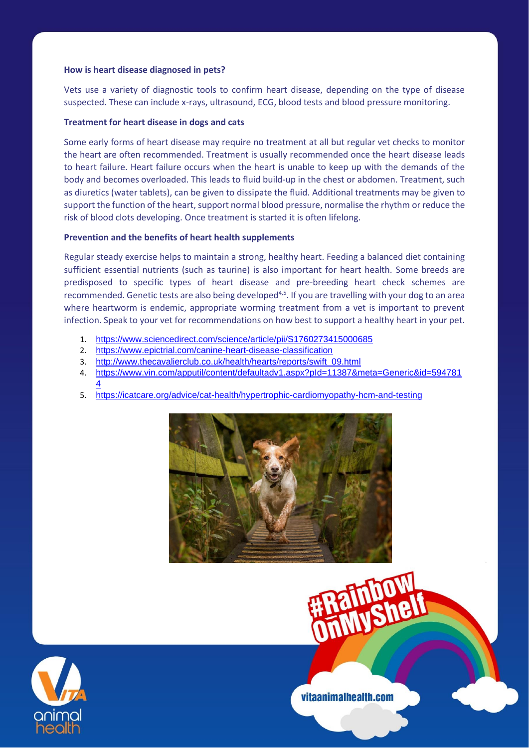**How is heart disease diagnosed in pets?**

Vets use a variety of diagnostic tools to confirm heart disease, depending on the type of disease suspected. These can include x-rays, ultrasound, ECG, blood tests and blood pressure monitoring.

**Treatment for heart disease in dogs and cats**

Some early forms of heart disease may require no treatment at all but regular vet checks to monitor the heart are often recommended. Treatment is usually recommended once the heart disease leads to heart failure. Heart failure occurs when the heart is unable to keep up with the demands of the body and becomes overloaded. This leads to fluid build-up in the chest or abdomen. Treatment, such as diuretics (water tablets), can be given to dissipate the fluid. Additional treatments may be given to support the function of the heart, support normal blood pressure, normalise the rhythm or reduce the risk of blood clots developing. Once treatment is started it is often lifelong.

**Prevention and the benefits of heart health supplements**

Regular steady exercise helps to maintain a strong, healthy heart. Feeding a balanced diet containing sufficient essential nutrients (such as taurine) is also important for heart health. Some breeds are predisposed to specific types of heart disease and pre-breeding heart check schemes are recommended. Genetic tests are also being developed[4,5]. If you are travelling with your dog to an area where heartworm is endemic, appropriate worming treatment from a vet is important to prevent infection. Speak to your vet for recommendations on how best to support a healthy heart in your pet.

1. https://www.sciencedirect.com/science/article/pii/S1760273415000685
2. https://www.epictrial.com/canine-heart-disease-classification
3. http://www.thecavalierclub.co.uk/health/hearts/reports/swift_09.html
4. https://www.vin.com/apputil/content/defaultadv1.aspx?pId=11387&meta=Generic&id=5947814
5. https://icatcare.org/advice/cat-health/hypertrophic-cardiomyopathy-hcm-and-testing

#RainbowOnMyShelf

vitaanimalhealth.com